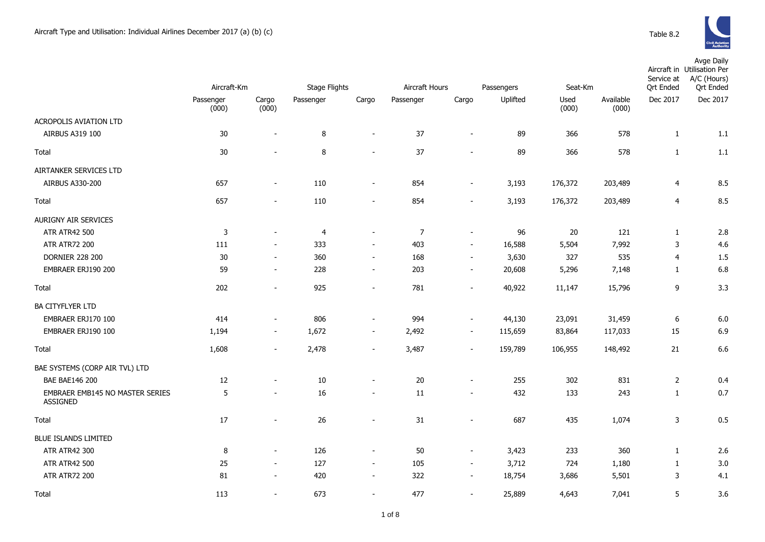Aircraft Type and Utilisation: Individual Airlines December 2017 (a) (b) (c)

Table 8.2

| | Aircraft-Km | | Stage Flights | | Aircraft Hours | | Passengers | Seat-Km | | Aircraft in Service at Qrt Ended | Avge Daily Utilisation Per A/C (Hours) Qrt Ended |
|---|---|---|---|---|---|---|---|---|---|---|---|
| | Passenger (000) | Cargo (000) | Passenger | Cargo | Passenger | Cargo | Uplifted | Used (000) | Available (000) | Dec 2017 | Dec 2017 |
| ACROPOLIS AVIATION LTD | | | | | | | | | | | |
| AIRBUS A319 100 | 30 | - | 8 | - | 37 | - | 89 | 366 | 578 | 1 | 1.1 |
| Total | 30 | - | 8 | - | 37 | - | 89 | 366 | 578 | 1 | 1.1 |
| AIRTANKER SERVICES LTD | | | | | | | | | | | |
| AIRBUS A330-200 | 657 | - | 110 | - | 854 | - | 3,193 | 176,372 | 203,489 | 4 | 8.5 |
| Total | 657 | - | 110 | - | 854 | - | 3,193 | 176,372 | 203,489 | 4 | 8.5 |
| AURIGNY AIR SERVICES | | | | | | | | | | | |
| ATR ATR42 500 | 3 | - | 4 | - | 7 | - | 96 | 20 | 121 | 1 | 2.8 |
| ATR ATR72 200 | 111 | - | 333 | - | 403 | - | 16,588 | 5,504 | 7,992 | 3 | 4.6 |
| DORNIER 228 200 | 30 | - | 360 | - | 168 | - | 3,630 | 327 | 535 | 4 | 1.5 |
| EMBRAER ERJ190 200 | 59 | - | 228 | - | 203 | - | 20,608 | 5,296 | 7,148 | 1 | 6.8 |
| Total | 202 | - | 925 | - | 781 | - | 40,922 | 11,147 | 15,796 | 9 | 3.3 |
| BA CITYFLYER LTD | | | | | | | | | | | |
| EMBRAER ERJ170 100 | 414 | - | 806 | - | 994 | - | 44,130 | 23,091 | 31,459 | 6 | 6.0 |
| EMBRAER ERJ190 100 | 1,194 | - | 1,672 | - | 2,492 | - | 115,659 | 83,864 | 117,033 | 15 | 6.9 |
| Total | 1,608 | - | 2,478 | - | 3,487 | - | 159,789 | 106,955 | 148,492 | 21 | 6.6 |
| BAE SYSTEMS (CORP AIR TVL) LTD | | | | | | | | | | | |
| BAE BAE146 200 | 12 | - | 10 | - | 20 | - | 255 | 302 | 831 | 2 | 0.4 |
| EMBRAER EMB145 NO MASTER SERIES ASSIGNED | 5 | - | 16 | - | 11 | - | 432 | 133 | 243 | 1 | 0.7 |
| Total | 17 | - | 26 | - | 31 | - | 687 | 435 | 1,074 | 3 | 0.5 |
| BLUE ISLANDS LIMITED | | | | | | | | | | | |
| ATR ATR42 300 | 8 | - | 126 | - | 50 | - | 3,423 | 233 | 360 | 1 | 2.6 |
| ATR ATR42 500 | 25 | - | 127 | - | 105 | - | 3,712 | 724 | 1,180 | 1 | 3.0 |
| ATR ATR72 200 | 81 | - | 420 | - | 322 | - | 18,754 | 3,686 | 5,501 | 3 | 4.1 |
| Total | 113 | - | 673 | - | 477 | - | 25,889 | 4,643 | 7,041 | 5 | 3.6 |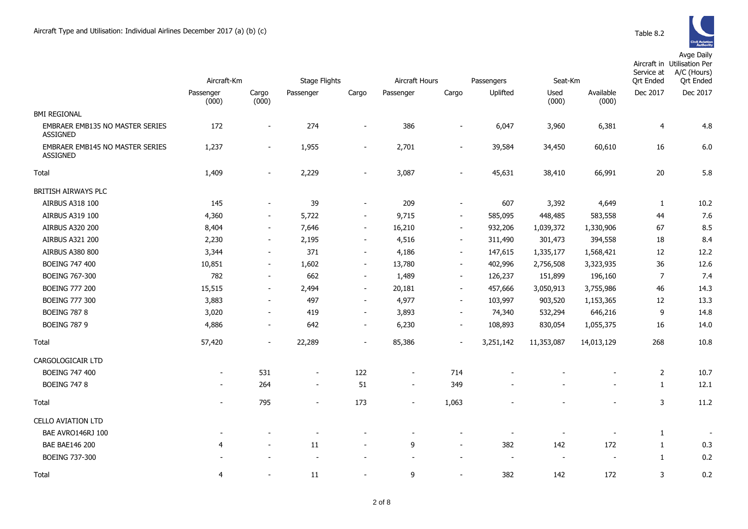Aircraft Type and Utilisation: Individual Airlines December 2017 (a) (b) (c)

Table 8.2

| | Aircraft-Km | | Stage Flights | | Aircraft Hours | | Passengers | Seat-Km | | Aircraft in Service at Qrt Ended | Avge Daily Utilisation Per A/C (Hours) Qrt Ended |
|---|---|---|---|---|---|---|---|---|---|---|---|
| | Passenger (000) | Cargo (000) | Passenger | Cargo | Passenger | Cargo | Uplifted | Used (000) | Available (000) | Dec 2017 | Dec 2017 |
| BMI REGIONAL | | | | | | | | | | | |
| EMBRAER EMB135 NO MASTER SERIES ASSIGNED | 172 | - | 274 | - | 386 | - | 6,047 | 3,960 | 6,381 | 4 | 4.8 |
| EMBRAER EMB145 NO MASTER SERIES ASSIGNED | 1,237 | - | 1,955 | - | 2,701 | - | 39,584 | 34,450 | 60,610 | 16 | 6.0 |
| Total | 1,409 | - | 2,229 | - | 3,087 | - | 45,631 | 38,410 | 66,991 | 20 | 5.8 |
| BRITISH AIRWAYS PLC | | | | | | | | | | | |
| AIRBUS A318 100 | 145 | - | 39 | - | 209 | - | 607 | 3,392 | 4,649 | 1 | 10.2 |
| AIRBUS A319 100 | 4,360 | - | 5,722 | - | 9,715 | - | 585,095 | 448,485 | 583,558 | 44 | 7.6 |
| AIRBUS A320 200 | 8,404 | - | 7,646 | - | 16,210 | - | 932,206 | 1,039,372 | 1,330,906 | 67 | 8.5 |
| AIRBUS A321 200 | 2,230 | - | 2,195 | - | 4,516 | - | 311,490 | 301,473 | 394,558 | 18 | 8.4 |
| AIRBUS A380 800 | 3,344 | - | 371 | - | 4,186 | - | 147,615 | 1,335,177 | 1,568,421 | 12 | 12.2 |
| BOEING 747 400 | 10,851 | - | 1,602 | - | 13,780 | - | 402,996 | 2,756,508 | 3,323,935 | 36 | 12.6 |
| BOEING 767-300 | 782 | - | 662 | - | 1,489 | - | 126,237 | 151,899 | 196,160 | 7 | 7.4 |
| BOEING 777 200 | 15,515 | - | 2,494 | - | 20,181 | - | 457,666 | 3,050,913 | 3,755,986 | 46 | 14.3 |
| BOEING 777 300 | 3,883 | - | 497 | - | 4,977 | - | 103,997 | 903,520 | 1,153,365 | 12 | 13.3 |
| BOEING 787 8 | 3,020 | - | 419 | - | 3,893 | - | 74,340 | 532,294 | 646,216 | 9 | 14.8 |
| BOEING 787 9 | 4,886 | - | 642 | - | 6,230 | - | 108,893 | 830,054 | 1,055,375 | 16 | 14.0 |
| Total | 57,420 | - | 22,289 | - | 85,386 | - | 3,251,142 | 11,353,087 | 14,013,129 | 268 | 10.8 |
| CARGOLOGICAIR LTD | | | | | | | | | | | |
| BOEING 747 400 | - | 531 | - | 122 | - | 714 | - | - | - | 2 | 10.7 |
| BOEING 747 8 | - | 264 | - | 51 | - | 349 | - | - | - | 1 | 12.1 |
| Total | - | 795 | - | 173 | - | 1,063 | - | - | - | 3 | 11.2 |
| CELLO AVIATION LTD | | | | | | | | | | | |
| BAE AVRO146RJ 100 | - | - | - | - | - | - | - | - | - | 1 | - |
| BAE BAE146 200 | 4 | - | 11 | - | 9 | - | 382 | 142 | 172 | 1 | 0.3 |
| BOEING 737-300 | - | - | - | - | - | - | - | - | - | 1 | 0.2 |
| Total | 4 | - | 11 | - | 9 | - | 382 | 142 | 172 | 3 | 0.2 |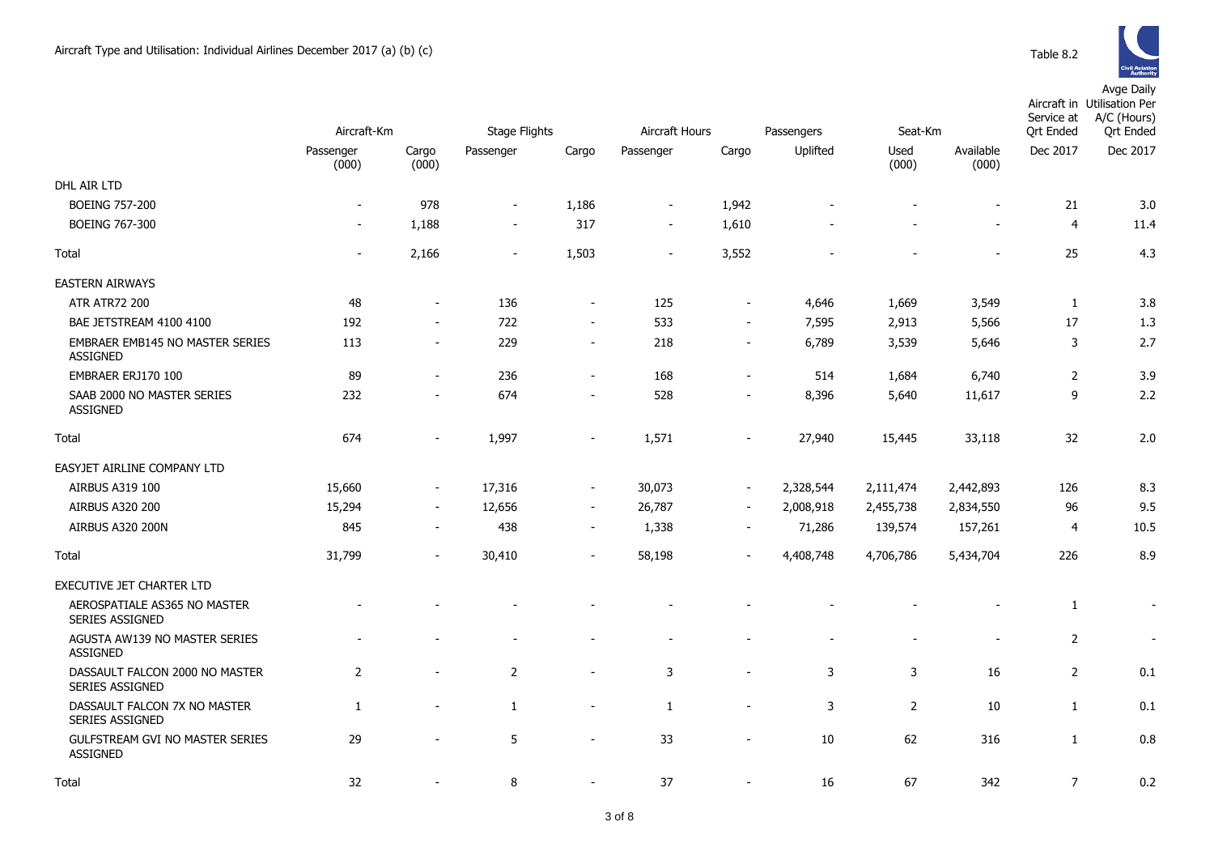Aircraft Type and Utilisation: Individual Airlines December 2017 (a) (b) (c)

Table 8.2

| | Aircraft-Km | | Stage Flights | | Aircraft Hours | | Passengers | Seat-Km | | Aircraft in Service at Qrt Ended | Avge Daily Utilisation Per A/C (Hours) Qrt Ended |
|---|---|---|---|---|---|---|---|---|---|---|---|
| | Passenger (000) | Cargo (000) | Passenger | Cargo | Passenger | Cargo | Uplifted | Used (000) | Available (000) | Dec 2017 | Dec 2017 |
| DHL AIR LTD | | | | | | | | | | | |
| BOEING 757-200 | - | 978 | - | 1,186 | - | 1,942 | - | - | - | 21 | 3.0 |
| BOEING 767-300 | - | 1,188 | - | 317 | - | 1,610 | - | - | - | 4 | 11.4 |
| Total | - | 2,166 | - | 1,503 | - | 3,552 | - | - | - | 25 | 4.3 |
| EASTERN AIRWAYS | | | | | | | | | | | |
| ATR ATR72 200 | 48 | - | 136 | - | 125 | - | 4,646 | 1,669 | 3,549 | 1 | 3.8 |
| BAE JETSTREAM 4100 4100 | 192 | - | 722 | - | 533 | - | 7,595 | 2,913 | 5,566 | 17 | 1.3 |
| EMBRAER EMB145 NO MASTER SERIES ASSIGNED | 113 | - | 229 | - | 218 | - | 6,789 | 3,539 | 5,646 | 3 | 2.7 |
| EMBRAER ERJ170 100 | 89 | - | 236 | - | 168 | - | 514 | 1,684 | 6,740 | 2 | 3.9 |
| SAAB 2000 NO MASTER SERIES ASSIGNED | 232 | - | 674 | - | 528 | - | 8,396 | 5,640 | 11,617 | 9 | 2.2 |
| Total | 674 | - | 1,997 | - | 1,571 | - | 27,940 | 15,445 | 33,118 | 32 | 2.0 |
| EASYJET AIRLINE COMPANY LTD | | | | | | | | | | | |
| AIRBUS A319 100 | 15,660 | - | 17,316 | - | 30,073 | - | 2,328,544 | 2,111,474 | 2,442,893 | 126 | 8.3 |
| AIRBUS A320 200 | 15,294 | - | 12,656 | - | 26,787 | - | 2,008,918 | 2,455,738 | 2,834,550 | 96 | 9.5 |
| AIRBUS A320 200N | 845 | - | 438 | - | 1,338 | - | 71,286 | 139,574 | 157,261 | 4 | 10.5 |
| Total | 31,799 | - | 30,410 | - | 58,198 | - | 4,408,748 | 4,706,786 | 5,434,704 | 226 | 8.9 |
| EXECUTIVE JET CHARTER LTD | | | | | | | | | | | |
| AEROSPATIALE AS365 NO MASTER SERIES ASSIGNED | - | - | - | - | - | - | - | - | - | 1 | - |
| AGUSTA AW139 NO MASTER SERIES ASSIGNED | - | - | - | - | - | - | - | - | - | 2 | - |
| DASSAULT FALCON 2000 NO MASTER SERIES ASSIGNED | 2 | - | 2 | - | 3 | - | 3 | 3 | 16 | 2 | 0.1 |
| DASSAULT FALCON 7X NO MASTER SERIES ASSIGNED | 1 | - | 1 | - | 1 | - | 3 | 2 | 10 | 1 | 0.1 |
| GULFSTREAM GVI NO MASTER SERIES ASSIGNED | 29 | - | 5 | - | 33 | - | 10 | 62 | 316 | 1 | 0.8 |
| Total | 32 | - | 8 | - | 37 | - | 16 | 67 | 342 | 7 | 0.2 |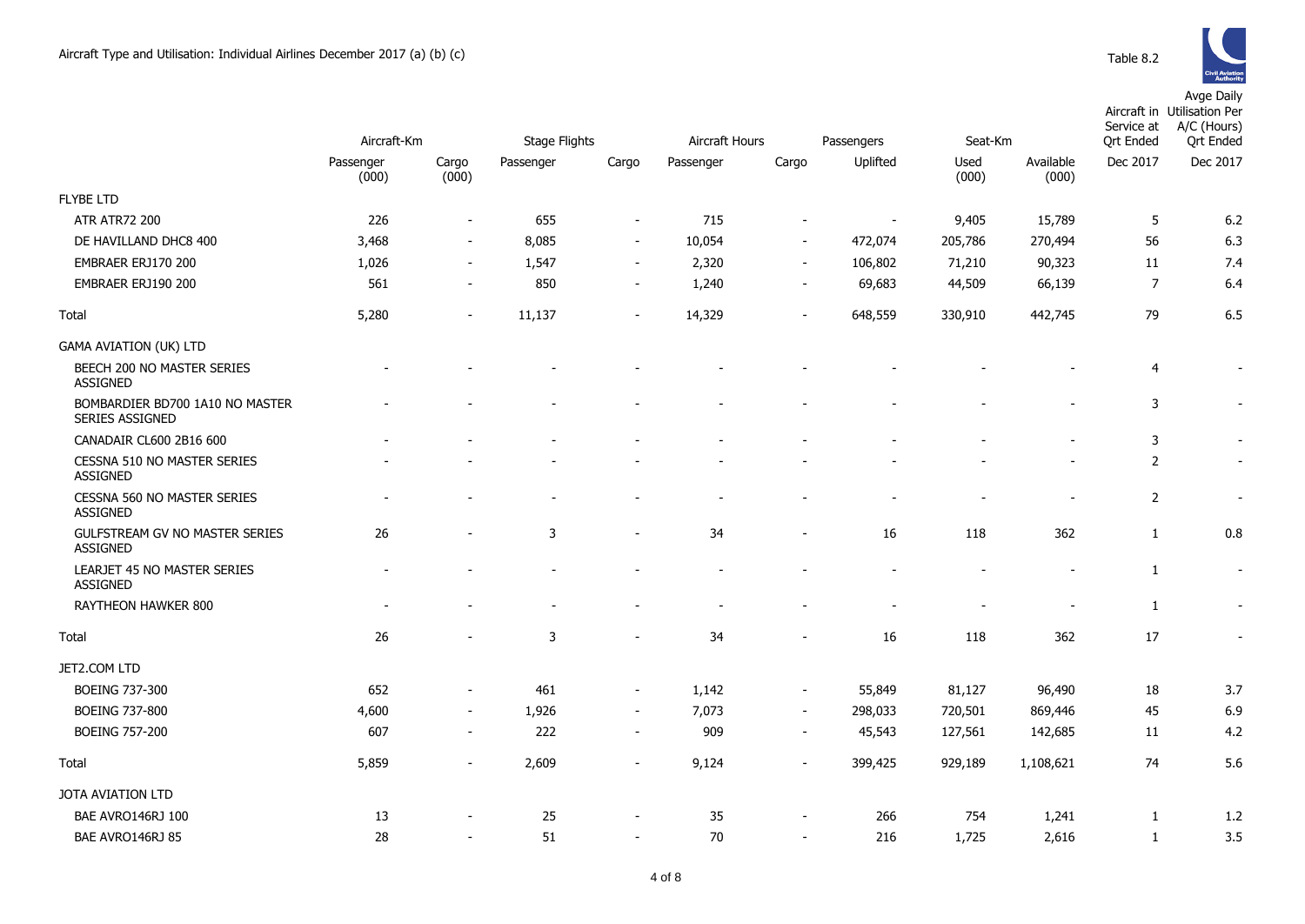Aircraft Type and Utilisation: Individual Airlines December 2017 (a) (b) (c)

Table 8.2

| | Aircraft-Km | | Stage Flights | | Aircraft Hours | | Passengers | Seat-Km | | Aircraft in Service at Qrt Ended | Avge Daily Utilisation Per A/C (Hours) Qrt Ended |
|---|---|---|---|---|---|---|---|---|---|---|---|
| | Passenger (000) | Cargo (000) | Passenger | Cargo | Passenger | Cargo | Uplifted | Used (000) | Available (000) | Dec 2017 | Dec 2017 |
| FLYBE LTD | | | | | | | | | | | |
| ATR ATR72 200 | 226 | - | 655 | - | 715 | - | - | 9,405 | 15,789 | 5 | 6.2 |
| DE HAVILLAND DHC8 400 | 3,468 | - | 8,085 | - | 10,054 | - | 472,074 | 205,786 | 270,494 | 56 | 6.3 |
| EMBRAER ERJ170 200 | 1,026 | - | 1,547 | - | 2,320 | - | 106,802 | 71,210 | 90,323 | 11 | 7.4 |
| EMBRAER ERJ190 200 | 561 | - | 850 | - | 1,240 | - | 69,683 | 44,509 | 66,139 | 7 | 6.4 |
| Total | 5,280 | - | 11,137 | - | 14,329 | - | 648,559 | 330,910 | 442,745 | 79 | 6.5 |
| GAMA AVIATION (UK) LTD | | | | | | | | | | | |
| BEECH 200 NO MASTER SERIES ASSIGNED | - | - | - | - | - | - | - | - | - | 4 | - |
| BOMBARDIER BD700 1A10 NO MASTER SERIES ASSIGNED | - | - | - | - | - | - | - | - | - | 3 | - |
| CANADAIR CL600 2B16 600 | - | - | - | - | - | - | - | - | - | 3 | - |
| CESSNA 510 NO MASTER SERIES ASSIGNED | - | - | - | - | - | - | - | - | - | 2 | - |
| CESSNA 560 NO MASTER SERIES ASSIGNED | - | - | - | - | - | - | - | - | - | 2 | - |
| GULFSTREAM GV NO MASTER SERIES ASSIGNED | 26 | - | 3 | - | 34 | - | 16 | 118 | 362 | 1 | 0.8 |
| LEARJET 45 NO MASTER SERIES ASSIGNED | - | - | - | - | - | - | - | - | - | 1 | - |
| RAYTHEON HAWKER 800 | - | - | - | - | - | - | - | - | - | 1 | - |
| Total | 26 | - | 3 | - | 34 | - | 16 | 118 | 362 | 17 | - |
| JET2.COM LTD | | | | | | | | | | | |
| BOEING 737-300 | 652 | - | 461 | - | 1,142 | - | 55,849 | 81,127 | 96,490 | 18 | 3.7 |
| BOEING 737-800 | 4,600 | - | 1,926 | - | 7,073 | - | 298,033 | 720,501 | 869,446 | 45 | 6.9 |
| BOEING 757-200 | 607 | - | 222 | - | 909 | - | 45,543 | 127,561 | 142,685 | 11 | 4.2 |
| Total | 5,859 | - | 2,609 | - | 9,124 | - | 399,425 | 929,189 | 1,108,621 | 74 | 5.6 |
| JOTA AVIATION LTD | | | | | | | | | | | |
| BAE AVRO146RJ 100 | 13 | - | 25 | - | 35 | - | 266 | 754 | 1,241 | 1 | 1.2 |
| BAE AVRO146RJ 85 | 28 | - | 51 | - | 70 | - | 216 | 1,725 | 2,616 | 1 | 3.5 |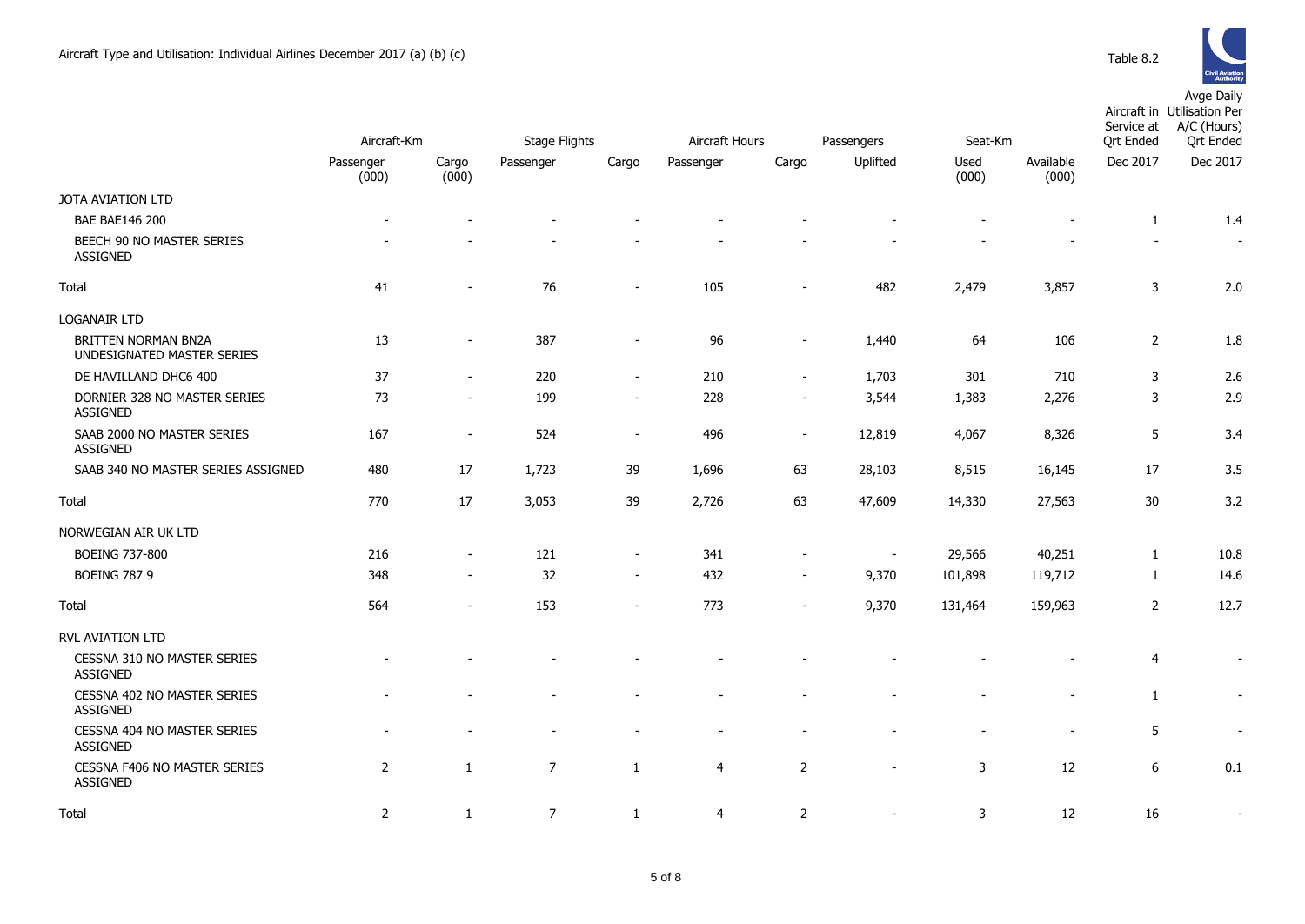Aircraft Type and Utilisation: Individual Airlines December 2017 (a) (b) (c)

Table 8.2

| | Aircraft-Km | | Stage Flights | | Aircraft Hours | | Passengers | Seat-Km | | Aircraft in Service at Qrt Ended | Avge Daily Utilisation Per A/C (Hours) Qrt Ended |
|---|---|---|---|---|---|---|---|---|---|---|---|
| | Passenger (000) | Cargo (000) | Passenger | Cargo | Passenger | Cargo | Uplifted | Used (000) | Available (000) | Dec 2017 | Dec 2017 |
| JOTA AVIATION LTD | | | | | | | | | | | |
| BAE BAE146 200 | - | - | - | - | - | - | - | - | - | 1 | 1.4 |
| BEECH 90 NO MASTER SERIES ASSIGNED | - | - | - | - | - | - | - | - | - | - | - |
| Total | 41 | - | 76 | - | 105 | - | 482 | 2,479 | 3,857 | 3 | 2.0 |
| LOGANAIR LTD | | | | | | | | | | | |
| BRITTEN NORMAN BN2A UNDESIGNATED MASTER SERIES | 13 | - | 387 | - | 96 | - | 1,440 | 64 | 106 | 2 | 1.8 |
| DE HAVILLAND DHC6 400 | 37 | - | 220 | - | 210 | - | 1,703 | 301 | 710 | 3 | 2.6 |
| DORNIER 328 NO MASTER SERIES ASSIGNED | 73 | - | 199 | - | 228 | - | 3,544 | 1,383 | 2,276 | 3 | 2.9 |
| SAAB 2000 NO MASTER SERIES ASSIGNED | 167 | - | 524 | - | 496 | - | 12,819 | 4,067 | 8,326 | 5 | 3.4 |
| SAAB 340 NO MASTER SERIES ASSIGNED | 480 | 17 | 1,723 | 39 | 1,696 | 63 | 28,103 | 8,515 | 16,145 | 17 | 3.5 |
| Total | 770 | 17 | 3,053 | 39 | 2,726 | 63 | 47,609 | 14,330 | 27,563 | 30 | 3.2 |
| NORWEGIAN AIR UK LTD | | | | | | | | | | | |
| BOEING 737-800 | 216 | - | 121 | - | 341 | - | - | 29,566 | 40,251 | 1 | 10.8 |
| BOEING 787 9 | 348 | - | 32 | - | 432 | - | 9,370 | 101,898 | 119,712 | 1 | 14.6 |
| Total | 564 | - | 153 | - | 773 | - | 9,370 | 131,464 | 159,963 | 2 | 12.7 |
| RVL AVIATION LTD | | | | | | | | | | | |
| CESSNA 310 NO MASTER SERIES ASSIGNED | - | - | - | - | - | - | - | - | - | 4 | - |
| CESSNA 402 NO MASTER SERIES ASSIGNED | - | - | - | - | - | - | - | - | - | 1 | - |
| CESSNA 404 NO MASTER SERIES ASSIGNED | - | - | - | - | - | - | - | - | - | 5 | - |
| CESSNA F406 NO MASTER SERIES ASSIGNED | 2 | 1 | 7 | 1 | 4 | 2 | - | 3 | 12 | 6 | 0.1 |
| Total | 2 | 1 | 7 | 1 | 4 | 2 | - | 3 | 12 | 16 | - |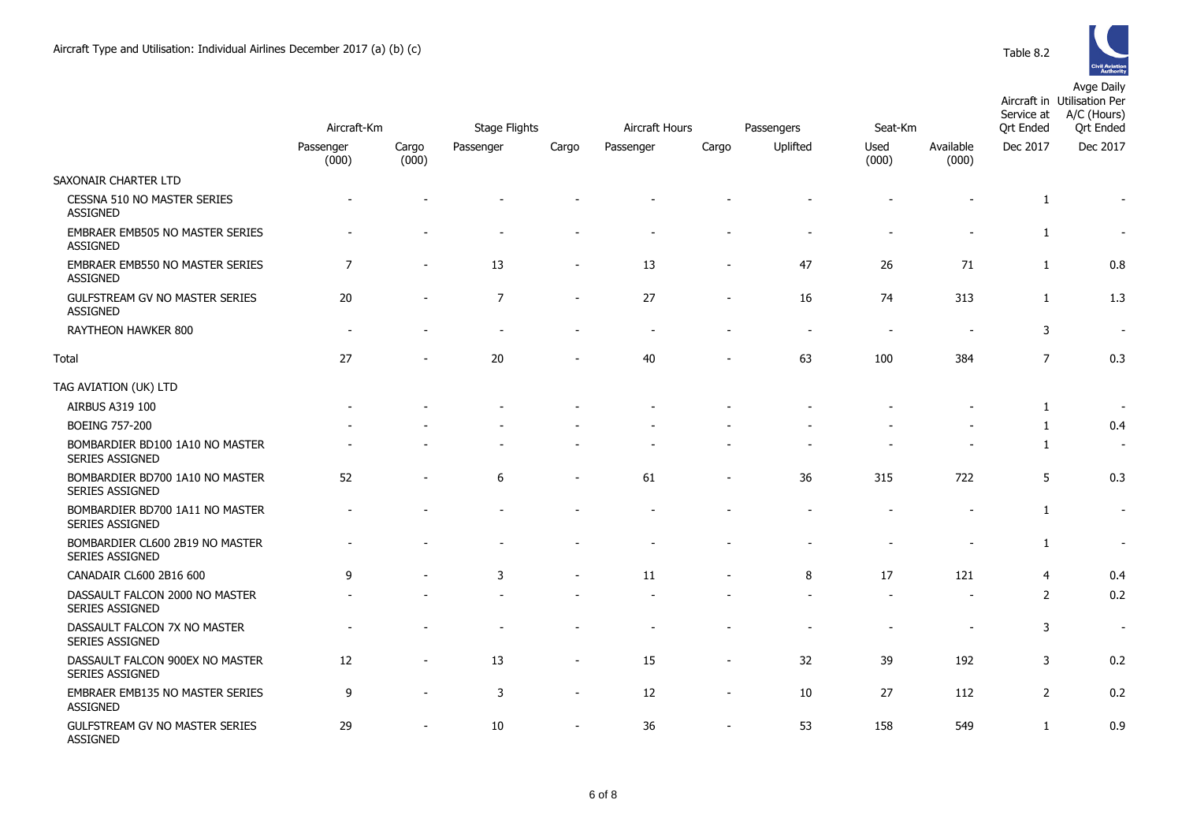Aircraft Type and Utilisation: Individual Airlines December 2017 (a) (b) (c)

Table 8.2

| | Aircraft-Km | | Stage Flights | | Aircraft Hours | | Passengers | Seat-Km | | Aircraft in Service at Qrt Ended | Avge Daily Utilisation Per A/C (Hours) Qrt Ended |
|---|---|---|---|---|---|---|---|---|---|---|---|
| | Passenger (000) | Cargo (000) | Passenger | Cargo | Passenger | Cargo | Uplifted | Used (000) | Available (000) | Dec 2017 | Dec 2017 |
| SAXONAIR CHARTER LTD | | | | | | | | | | | |
| CESSNA 510 NO MASTER SERIES ASSIGNED | - | - | - | - | - | - | - | - | - | 1 | - |
| EMBRAER EMB505 NO MASTER SERIES ASSIGNED | - | - | - | - | - | - | - | - | - | 1 | - |
| EMBRAER EMB550 NO MASTER SERIES ASSIGNED | 7 | - | 13 | - | 13 | - | 47 | 26 | 71 | 1 | 0.8 |
| GULFSTREAM GV NO MASTER SERIES ASSIGNED | 20 | - | 7 | - | 27 | - | 16 | 74 | 313 | 1 | 1.3 |
| RAYTHEON HAWKER 800 | - | - | - | - | - | - | - | - | - | 3 | - |
| Total | 27 | - | 20 | - | 40 | - | 63 | 100 | 384 | 7 | 0.3 |
| TAG AVIATION (UK) LTD | | | | | | | | | | | |
| AIRBUS A319 100 | - | - | - | - | - | - | - | - | - | 1 | - |
| BOEING 757-200 | - | - | - | - | - | - | - | - | - | 1 | 0.4 |
| BOMBARDIER BD100 1A10 NO MASTER SERIES ASSIGNED | - | - | - | - | - | - | - | - | - | 1 | - |
| BOMBARDIER BD700 1A10 NO MASTER SERIES ASSIGNED | 52 | - | 6 | - | 61 | - | 36 | 315 | 722 | 5 | 0.3 |
| BOMBARDIER BD700 1A11 NO MASTER SERIES ASSIGNED | - | - | - | - | - | - | - | - | - | 1 | - |
| BOMBARDIER CL600 2B19 NO MASTER SERIES ASSIGNED | - | - | - | - | - | - | - | - | - | 1 | - |
| CANADAIR CL600 2B16 600 | 9 | - | 3 | - | 11 | - | 8 | 17 | 121 | 4 | 0.4 |
| DASSAULT FALCON 2000 NO MASTER SERIES ASSIGNED | - | - | - | - | - | - | - | - | - | 2 | 0.2 |
| DASSAULT FALCON 7X NO MASTER SERIES ASSIGNED | - | - | - | - | - | - | - | - | - | 3 | - |
| DASSAULT FALCON 900EX NO MASTER SERIES ASSIGNED | 12 | - | 13 | - | 15 | - | 32 | 39 | 192 | 3 | 0.2 |
| EMBRAER EMB135 NO MASTER SERIES ASSIGNED | 9 | - | 3 | - | 12 | - | 10 | 27 | 112 | 2 | 0.2 |
| GULFSTREAM GV NO MASTER SERIES ASSIGNED | 29 | - | 10 | - | 36 | - | 53 | 158 | 549 | 1 | 0.9 |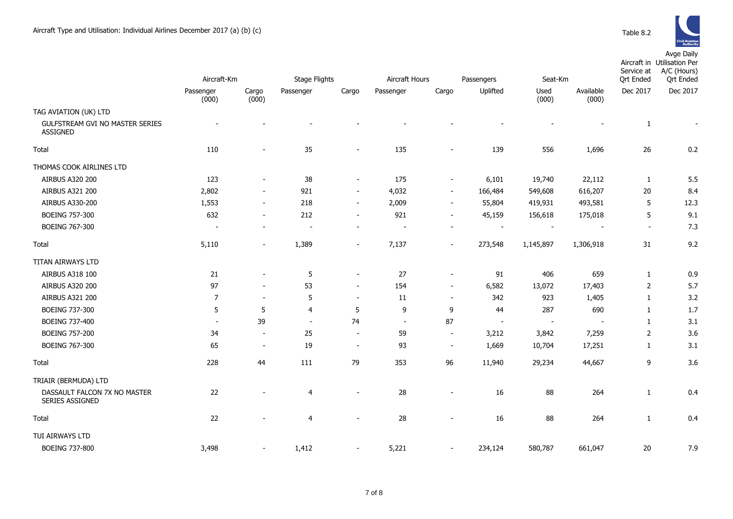Aircraft Type and Utilisation: Individual Airlines December 2017 (a) (b) (c)

Table 8.2

| | Aircraft-Km | | Stage Flights | | Aircraft Hours | | Passengers | Seat-Km | | Aircraft in Service at Qrt Ended | Avge Daily Utilisation Per A/C (Hours) Qrt Ended |
|---|---|---|---|---|---|---|---|---|---|---|---|
| | Passenger (000) | Cargo (000) | Passenger | Cargo | Passenger | Cargo | Uplifted | Used (000) | Available (000) | Dec 2017 | Dec 2017 |
| TAG AVIATION (UK) LTD | | | | | | | | | | | |
| GULFSTREAM GVI NO MASTER SERIES ASSIGNED | - | - | - | - | - | - | - | - | - | 1 | - |
| Total | 110 | - | 35 | - | 135 | - | 139 | 556 | 1,696 | 26 | 0.2 |
| THOMAS COOK AIRLINES LTD | | | | | | | | | | | |
| AIRBUS A320 200 | 123 | - | 38 | - | 175 | - | 6,101 | 19,740 | 22,112 | 1 | 5.5 |
| AIRBUS A321 200 | 2,802 | - | 921 | - | 4,032 | - | 166,484 | 549,608 | 616,207 | 20 | 8.4 |
| AIRBUS A330-200 | 1,553 | - | 218 | - | 2,009 | - | 55,804 | 419,931 | 493,581 | 5 | 12.3 |
| BOEING 757-300 | 632 | - | 212 | - | 921 | - | 45,159 | 156,618 | 175,018 | 5 | 9.1 |
| BOEING 767-300 | - | - | - | - | - | - | - | - | - | - | 7.3 |
| Total | 5,110 | - | 1,389 | - | 7,137 | - | 273,548 | 1,145,897 | 1,306,918 | 31 | 9.2 |
| TITAN AIRWAYS LTD | | | | | | | | | | | |
| AIRBUS A318 100 | 21 | - | 5 | - | 27 | - | 91 | 406 | 659 | 1 | 0.9 |
| AIRBUS A320 200 | 97 | - | 53 | - | 154 | - | 6,582 | 13,072 | 17,403 | 2 | 5.7 |
| AIRBUS A321 200 | 7 | - | 5 | - | 11 | - | 342 | 923 | 1,405 | 1 | 3.2 |
| BOEING 737-300 | 5 | 5 | 4 | 5 | 9 | 9 | 44 | 287 | 690 | 1 | 1.7 |
| BOEING 737-400 | - | 39 | - | 74 | - | 87 | - | - | - | 1 | 3.1 |
| BOEING 757-200 | 34 | - | 25 | - | 59 | - | 3,212 | 3,842 | 7,259 | 2 | 3.6 |
| BOEING 767-300 | 65 | - | 19 | - | 93 | - | 1,669 | 10,704 | 17,251 | 1 | 3.1 |
| Total | 228 | 44 | 111 | 79 | 353 | 96 | 11,940 | 29,234 | 44,667 | 9 | 3.6 |
| TRIAIR (BERMUDA) LTD | | | | | | | | | | | |
| DASSAULT FALCON 7X NO MASTER SERIES ASSIGNED | 22 | - | 4 | - | 28 | - | 16 | 88 | 264 | 1 | 0.4 |
| Total | 22 | - | 4 | - | 28 | - | 16 | 88 | 264 | 1 | 0.4 |
| TUI AIRWAYS LTD | | | | | | | | | | | |
| BOEING 737-800 | 3,498 | - | 1,412 | - | 5,221 | - | 234,124 | 580,787 | 661,047 | 20 | 7.9 |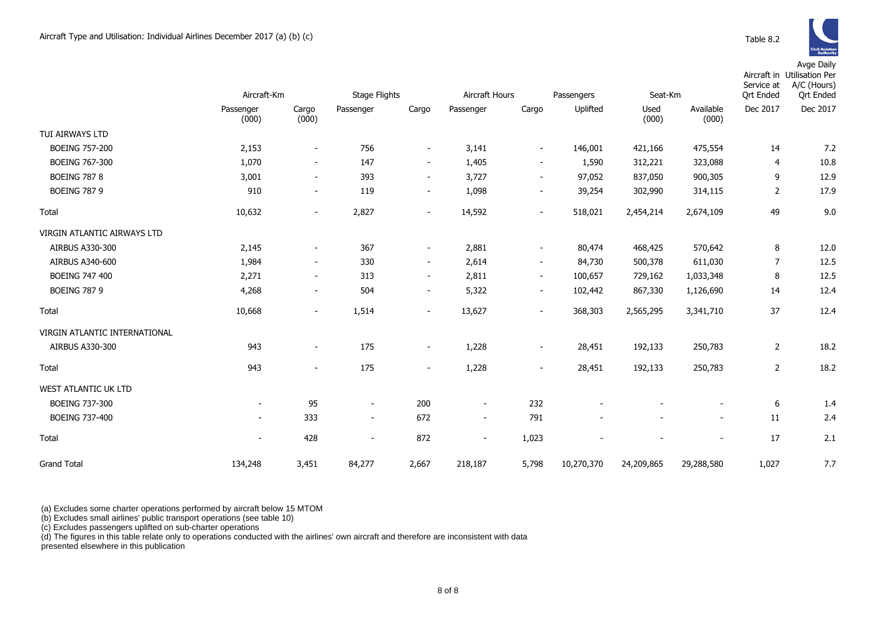Aircraft Type and Utilisation: Individual Airlines December 2017 (a) (b) (c)

Table 8.2

| | Aircraft-Km | | Stage Flights | | Aircraft Hours | | Passengers | Seat-Km | | Aircraft in Service at Qrt Ended | Avge Daily Utilisation Per A/C (Hours) Qrt Ended |
|---|---|---|---|---|---|---|---|---|---|---|---|
| | Passenger (000) | Cargo (000) | Passenger | Cargo | Passenger | Cargo | Uplifted | Used (000) | Available (000) | Dec 2017 | Dec 2017 |
| TUI AIRWAYS LTD | | | | | | | | | | | |
| BOEING 757-200 | 2,153 | - | 756 | - | 3,141 | - | 146,001 | 421,166 | 475,554 | 14 | 7.2 |
| BOEING 767-300 | 1,070 | - | 147 | - | 1,405 | - | 1,590 | 312,221 | 323,088 | 4 | 10.8 |
| BOEING 787 8 | 3,001 | - | 393 | - | 3,727 | - | 97,052 | 837,050 | 900,305 | 9 | 12.9 |
| BOEING 787 9 | 910 | - | 119 | - | 1,098 | - | 39,254 | 302,990 | 314,115 | 2 | 17.9 |
| Total | 10,632 | - | 2,827 | - | 14,592 | - | 518,021 | 2,454,214 | 2,674,109 | 49 | 9.0 |
| VIRGIN ATLANTIC AIRWAYS LTD | | | | | | | | | | | |
| AIRBUS A330-300 | 2,145 | - | 367 | - | 2,881 | - | 80,474 | 468,425 | 570,642 | 8 | 12.0 |
| AIRBUS A340-600 | 1,984 | - | 330 | - | 2,614 | - | 84,730 | 500,378 | 611,030 | 7 | 12.5 |
| BOEING 747 400 | 2,271 | - | 313 | - | 2,811 | - | 100,657 | 729,162 | 1,033,348 | 8 | 12.5 |
| BOEING 787 9 | 4,268 | - | 504 | - | 5,322 | - | 102,442 | 867,330 | 1,126,690 | 14 | 12.4 |
| Total | 10,668 | - | 1,514 | - | 13,627 | - | 368,303 | 2,565,295 | 3,341,710 | 37 | 12.4 |
| VIRGIN ATLANTIC INTERNATIONAL | | | | | | | | | | | |
| AIRBUS A330-300 | 943 | - | 175 | - | 1,228 | - | 28,451 | 192,133 | 250,783 | 2 | 18.2 |
| Total | 943 | - | 175 | - | 1,228 | - | 28,451 | 192,133 | 250,783 | 2 | 18.2 |
| WEST ATLANTIC UK LTD | | | | | | | | | | | |
| BOEING 737-300 | - | 95 | - | 200 | - | 232 | - | - | - | 6 | 1.4 |
| BOEING 737-400 | - | 333 | - | 672 | - | 791 | - | - | - | 11 | 2.4 |
| Total | - | 428 | - | 872 | - | 1,023 | - | - | - | 17 | 2.1 |
| Grand Total | 134,248 | 3,451 | 84,277 | 2,667 | 218,187 | 5,798 | 10,270,370 | 24,209,865 | 29,288,580 | 1,027 | 7.7 |

(a) Excludes some charter operations performed by aircraft below 15 MTOM
(b) Excludes small airlines' public transport operations (see table 10)
(c) Excludes passengers uplifted on sub-charter operations
(d) The figures in this table relate only to operations conducted with the airlines' own aircraft and therefore are inconsistent with data presented elsewhere in this publication